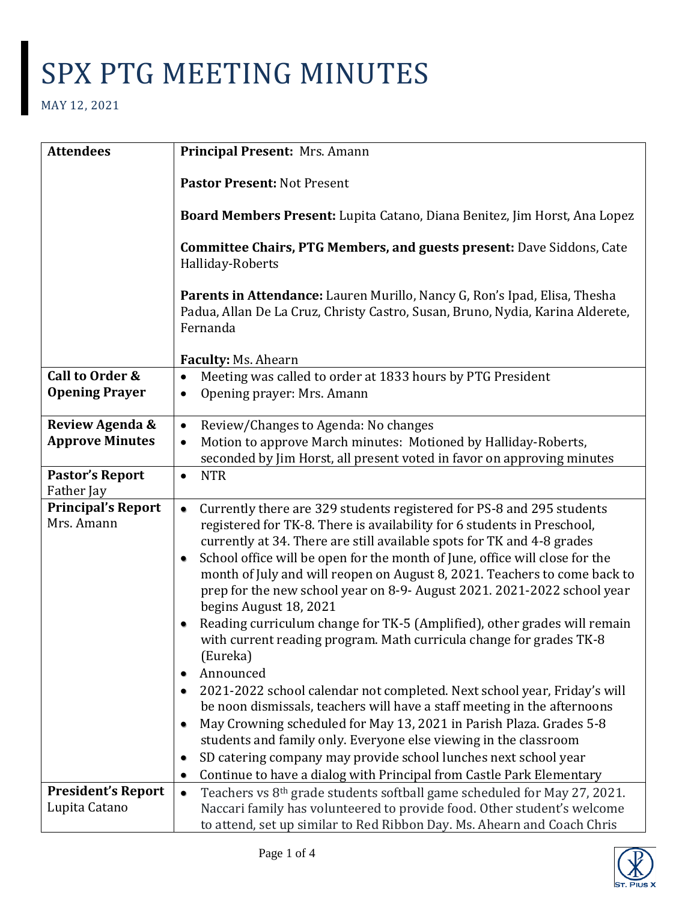# SPX PTG MEETING MINUTES

MAY 12, 2021

| | |
|---|---|
| **Attendees** | **Principal Present:** Mrs. Amann<br><br>**Pastor Present:** Not Present<br><br>**Board Members Present:** Lupita Catano, Diana Benitez, Jim Horst, Ana Lopez<br><br>**Committee Chairs, PTG Members, and guests present:** Dave Siddons, Cate Halliday-Roberts<br><br>**Parents in Attendance:** Lauren Murillo, Nancy G, Ron's Ipad, Elisa, Thesha Padua, Allan De La Cruz, Christy Castro, Susan, Bruno, Nydia, Karina Alderete, Fernanda<br><br>**Faculty:** Ms. Ahearn |
| **Call to Order & Opening Prayer** | • Meeting was called to order at 1833 hours by PTG President<br>• Opening prayer: Mrs. Amann |
| **Review Agenda & Approve Minutes** | • Review/Changes to Agenda: No changes<br>• Motion to approve March minutes: Motioned by Halliday-Roberts, seconded by Jim Horst, all present voted in favor on approving minutes |
| **Pastor's Report** Father Jay | • NTR |
| **Principal's Report** Mrs. Amann | • Currently there are 329 students registered for PS-8 and 295 students registered for TK-8. There is availability for 6 students in Preschool, currently at 34. There are still available spots for TK and 4-8 grades<br>• School office will be open for the month of June, office will close for the month of July and will reopen on August 8, 2021. Teachers to come back to prep for the new school year on 8-9- August 2021. 2021-2022 school year begins August 18, 2021<br>• Reading curriculum change for TK-5 (Amplified), other grades will remain with current reading program. Math curricula change for grades TK-8 (Eureka)<br>• Announced<br>• 2021-2022 school calendar not completed. Next school year, Friday's will be noon dismissals, teachers will have a staff meeting in the afternoons<br>• May Crowning scheduled for May 13, 2021 in Parish Plaza. Grades 5-8 students and family only. Everyone else viewing in the classroom<br>• SD catering company may provide school lunches next school year<br>• Continue to have a dialog with Principal from Castle Park Elementary |
| **President's Report** Lupita Catano | • Teachers vs 8th grade students softball game scheduled for May 27, 2021. Naccari family has volunteered to provide food. Other student's welcome to attend, set up similar to Red Ribbon Day. Ms. Ahearn and Coach Chris |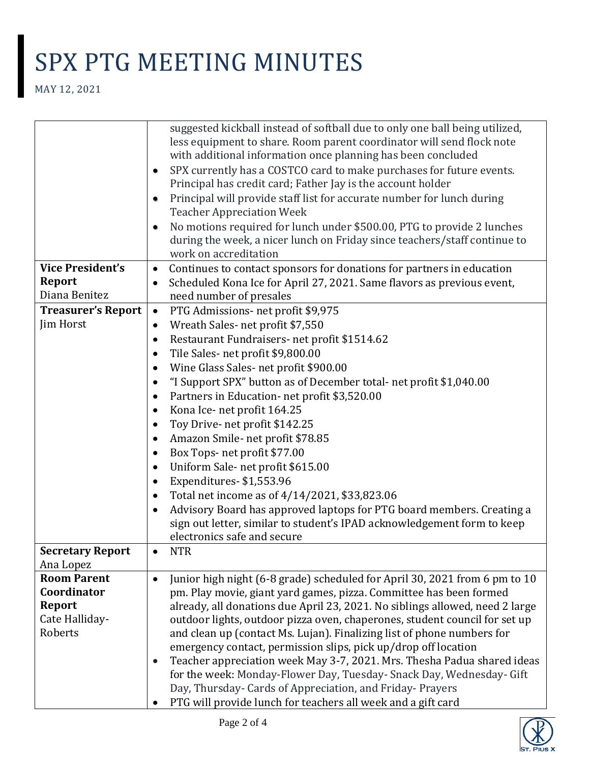# SPX PTG MEETING MINUTES

MAY 12, 2021

| | |
|---|---|
| | suggested kickball instead of softball due to only one ball being utilized, less equipment to share. Room parent coordinator will send flock note with additional information once planning has been concluded<br>• SPX currently has a COSTCO card to make purchases for future events. Principal has credit card; Father Jay is the account holder<br>• Principal will provide staff list for accurate number for lunch during Teacher Appreciation Week<br>• No motions required for lunch under $500.00, PTG to provide 2 lunches during the week, a nicer lunch on Friday since teachers/staff continue to work on accreditation |
| **Vice President's Report** Diana Benitez | • Continues to contact sponsors for donations for partners in education<br>• Scheduled Kona Ice for April 27, 2021. Same flavors as previous event, need number of presales |
| **Treasurer's Report** Jim Horst | • PTG Admissions- net profit $9,975<br>• Wreath Sales- net profit $7,550<br>• Restaurant Fundraisers- net profit $1514.62<br>• Tile Sales- net profit $9,800.00<br>• Wine Glass Sales- net profit $900.00<br>• "I Support SPX" button as of December total- net profit $1,040.00<br>• Partners in Education- net profit $3,520.00<br>• Kona Ice- net profit 164.25<br>• Toy Drive- net profit $142.25<br>• Amazon Smile- net profit $78.85<br>• Box Tops- net profit $77.00<br>• Uniform Sale- net profit $615.00<br>• Expenditures- $1,553.96<br>• Total net income as of 4/14/2021, $33,823.06<br>• Advisory Board has approved laptops for PTG board members. Creating a sign out letter, similar to student's IPAD acknowledgement form to keep electronics safe and secure |
| **Secretary Report** Ana Lopez | • NTR |
| **Room Parent Coordinator Report** Cate Halliday-Roberts | • Junior high night (6-8 grade) scheduled for April 30, 2021 from 6 pm to 10 pm. Play movie, giant yard games, pizza. Committee has been formed already, all donations due April 23, 2021. No siblings allowed, need 2 large outdoor lights, outdoor pizza oven, chaperones, student council for set up and clean up (contact Ms. Lujan). Finalizing list of phone numbers for emergency contact, permission slips, pick up/drop off location<br>• Teacher appreciation week May 3-7, 2021. Mrs. Thesha Padua shared ideas for the week: Monday-Flower Day, Tuesday- Snack Day, Wednesday- Gift Day, Thursday- Cards of Appreciation, and Friday- Prayers<br>• PTG will provide lunch for teachers all week and a gift card |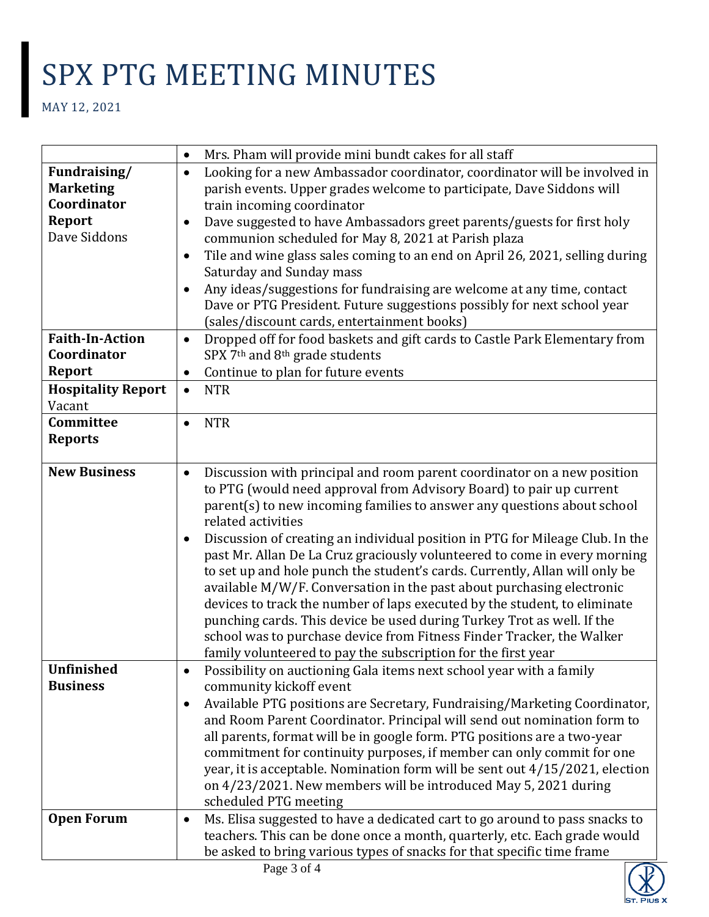# SPX PTG MEETING MINUTES

MAY 12, 2021

| | |
|---|---|
| | • Mrs. Pham will provide mini bundt cakes for all staff |
| **Fundraising/ Marketing Coordinator Report** Dave Siddons | • Looking for a new Ambassador coordinator, coordinator will be involved in parish events. Upper grades welcome to participate, Dave Siddons will train incoming coordinator<br>• Dave suggested to have Ambassadors greet parents/guests for first holy communion scheduled for May 8, 2021 at Parish plaza<br>• Tile and wine glass sales coming to an end on April 26, 2021, selling during Saturday and Sunday mass<br>• Any ideas/suggestions for fundraising are welcome at any time, contact Dave or PTG President. Future suggestions possibly for next school year (sales/discount cards, entertainment books) |
| **Faith-In-Action Coordinator Report** | • Dropped off for food baskets and gift cards to Castle Park Elementary from SPX 7th and 8th grade students<br>• Continue to plan for future events |
| **Hospitality Report** Vacant | • NTR |
| **Committee Reports** | • NTR |
| **New Business** | • Discussion with principal and room parent coordinator on a new position to PTG (would need approval from Advisory Board) to pair up current parent(s) to new incoming families to answer any questions about school related activities<br>• Discussion of creating an individual position in PTG for Mileage Club. In the past Mr. Allan De La Cruz graciously volunteered to come in every morning to set up and hole punch the student's cards. Currently, Allan will only be available M/W/F. Conversation in the past about purchasing electronic devices to track the number of laps executed by the student, to eliminate punching cards. This device be used during Turkey Trot as well. If the school was to purchase device from Fitness Finder Tracker, the Walker family volunteered to pay the subscription for the first year |
| **Unfinished Business** | • Possibility on auctioning Gala items next school year with a family community kickoff event<br>• Available PTG positions are Secretary, Fundraising/Marketing Coordinator, and Room Parent Coordinator. Principal will send out nomination form to all parents, format will be in google form. PTG positions are a two-year commitment for continuity purposes, if member can only commit for one year, it is acceptable. Nomination form will be sent out 4/15/2021, election on 4/23/2021. New members will be introduced May 5, 2021 during scheduled PTG meeting |
| **Open Forum** | • Ms. Elisa suggested to have a dedicated cart to go around to pass snacks to teachers. This can be done once a month, quarterly, etc. Each grade would be asked to bring various types of snacks for that specific time frame |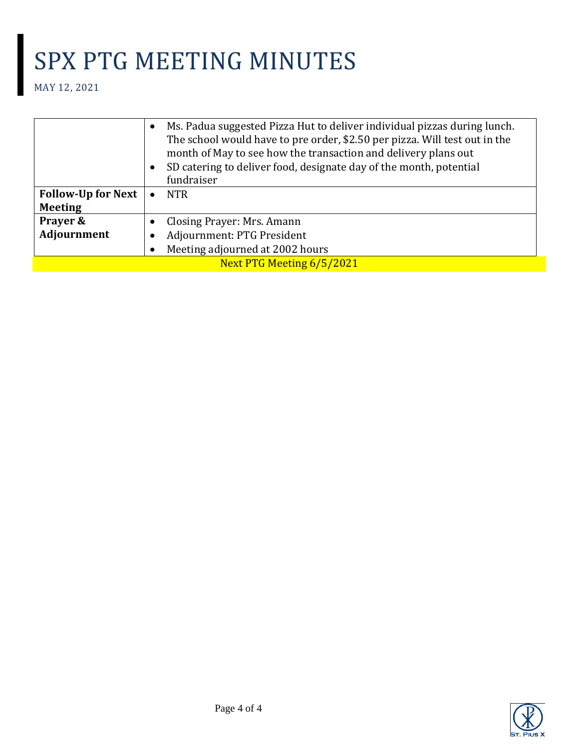# SPX PTG MEETING MINUTES

MAY 12, 2021

| | |
|---|---|
| | • Ms. Padua suggested Pizza Hut to deliver individual pizzas during lunch. The school would have to pre order, $2.50 per pizza. Will test out in the month of May to see how the transaction and delivery plans out<br>• SD catering to deliver food, designate day of the month, potential fundraiser |
| **Follow-Up for Next Meeting** | • NTR |
| **Prayer & Adjournment** | • Closing Prayer: Mrs. Amann<br>• Adjournment: PTG President<br>• Meeting adjourned at 2002 hours |

Next PTG Meeting 6/5/2021